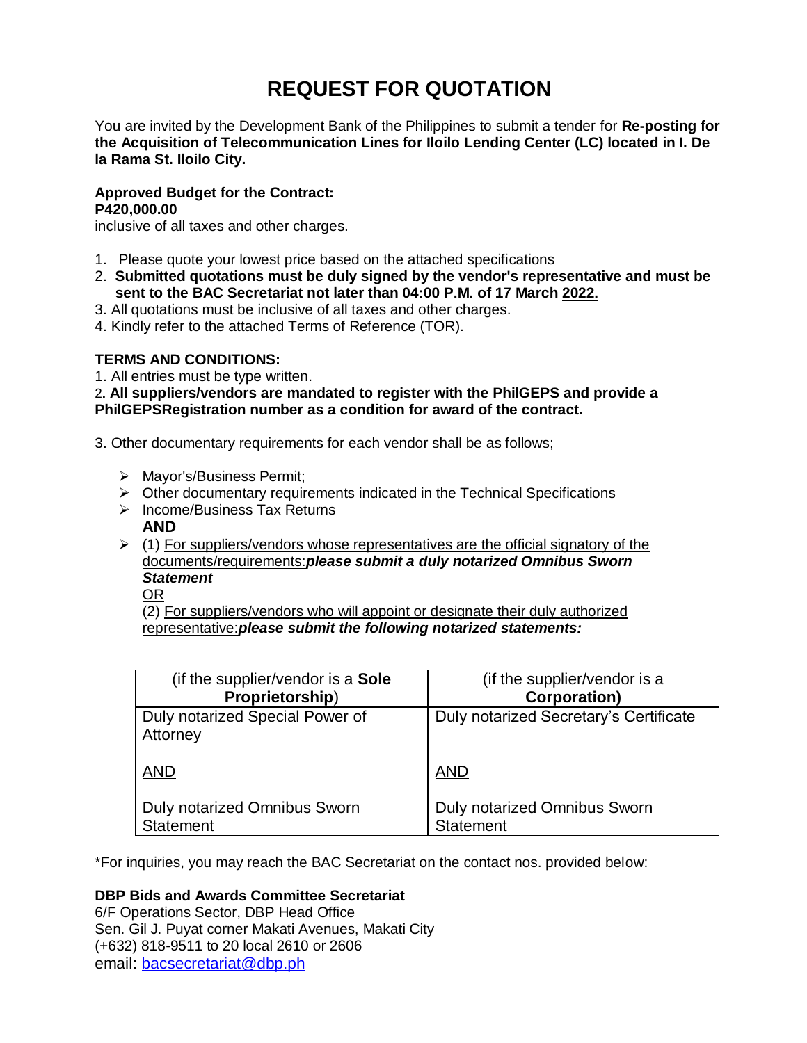# REQUEST FOR QUOTATION

You are invited by the Development Bank of the Philippines to submit a tender for **Re-posting for the Acquisition of Telecommunication Lines for Iloilo Lending Center (LC) located in I. De la Rama St. Iloilo City.**

**Approved Budget for the Contract:**
**P420,000.00**
inclusive of all taxes and other charges.

1. Please quote your lowest price based on the attached specifications
2. **Submitted quotations must be duly signed by the vendor's representative and must be sent to the BAC Secretariat not later than 04:00 P.M. of 17 March 2022.**
3. All quotations must be inclusive of all taxes and other charges.
4. Kindly refer to the attached Terms of Reference (TOR).

**TERMS AND CONDITIONS:**

1. All entries must be type written.
2. **All suppliers/vendors are mandated to register with the PhilGEPS and provide a PhilGEPSRegistration number as a condition for award of the contract.**

3. Other documentary requirements for each vendor shall be as follows;

- Mayor's/Business Permit;
- Other documentary requirements indicated in the Technical Specifications
- Income/Business Tax Returns
  **AND**
- (1) For suppliers/vendors whose representatives are the official signatory of the documents/requirements:***please submit a duly notarized Omnibus Sworn Statement***
  OR
  (2) For suppliers/vendors who will appoint or designate their duly authorized representative:***please submit the following notarized statements:***

| (if the supplier/vendor is a **Sole Proprietorship**) | (if the supplier/vendor is a **Corporation)** |
|---|---|
| Duly notarized Special Power of Attorney<br><br>AND<br><br>Duly notarized Omnibus Sworn Statement | Duly notarized Secretary's Certificate<br><br>AND<br><br>Duly notarized Omnibus Sworn Statement |

*For inquiries, you may reach the BAC Secretariat on the contact nos. provided below:

**DBP Bids and Awards Committee Secretariat**
6/F Operations Sector, DBP Head Office
Sen. Gil J. Puyat corner Makati Avenues, Makati City
(+632) 818-9511 to 20 local 2610 or 2606
email: bacsecretariat@dbp.ph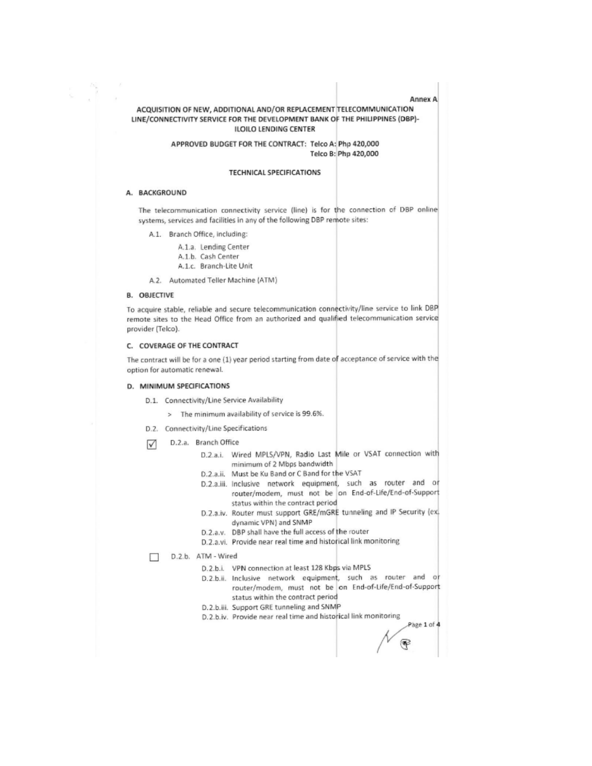Annex A

# ACQUISITION OF NEW, ADDITIONAL AND/OR REPLACEMENT TELECOMMUNICATION LINE/CONNECTIVITY SERVICE FOR THE DEVELOPMENT BANK OF THE PHILIPPINES (DBP)-ILOILO LENDING CENTER

**APPROVED BUDGET FOR THE CONTRACT: Telco A: Php 420,000**
**Telco B: Php 420,000**

## TECHNICAL SPECIFICATIONS

### A. BACKGROUND

The telecommunication connectivity service (line) is for the connection of DBP online systems, services and facilities in any of the following DBP remote sites:

- A.1. Branch Office, including:
  - A.1.a. Lending Center
  - A.1.b. Cash Center
  - A.1.c. Branch-Lite Unit
- A.2. Automated Teller Machine (ATM)

### B. OBJECTIVE

To acquire stable, reliable and secure telecommunication connectivity/line service to link DBP remote sites to the Head Office from an authorized and qualified telecommunication service provider (Telco).

### C. COVERAGE OF THE CONTRACT

The contract will be for a one (1) year period starting from date of acceptance of service with the option for automatic renewal.

### D. MINIMUM SPECIFICATIONS

- D.1. Connectivity/Line Service Availability
  - > The minimum availability of service is 99.6%.
- D.2. Connectivity/Line Specifications

☑ D.2.a. Branch Office

- D.2.a.i. Wired MPLS/VPN, Radio Last Mile or VSAT connection with minimum of 2 Mbps bandwidth
- D.2.a.ii. Must be Ku Band or C Band for the VSAT
- D.2.a.iii. Inclusive network equipment, such as router and or router/modem, must not be on End-of-Life/End-of-Support status within the contract period
- D.2.a.iv. Router must support GRE/mGRE tunneling and IP Security (ex. dynamic VPN) and SNMP
- D.2.a.v. DBP shall have the full access of the router
- D.2.a.vi. Provide near real time and historical link monitoring

☐ D.2.b. ATM - Wired

- D.2.b.i. VPN connection at least 128 Kbps via MPLS
- D.2.b.ii. Inclusive network equipment, such as router and or router/modem, must not be on End-of-Life/End-of-Support status within the contract period
- D.2.b.iii. Support GRE tunneling and SNMP
- D.2.b.iv. Provide near real time and historical link monitoring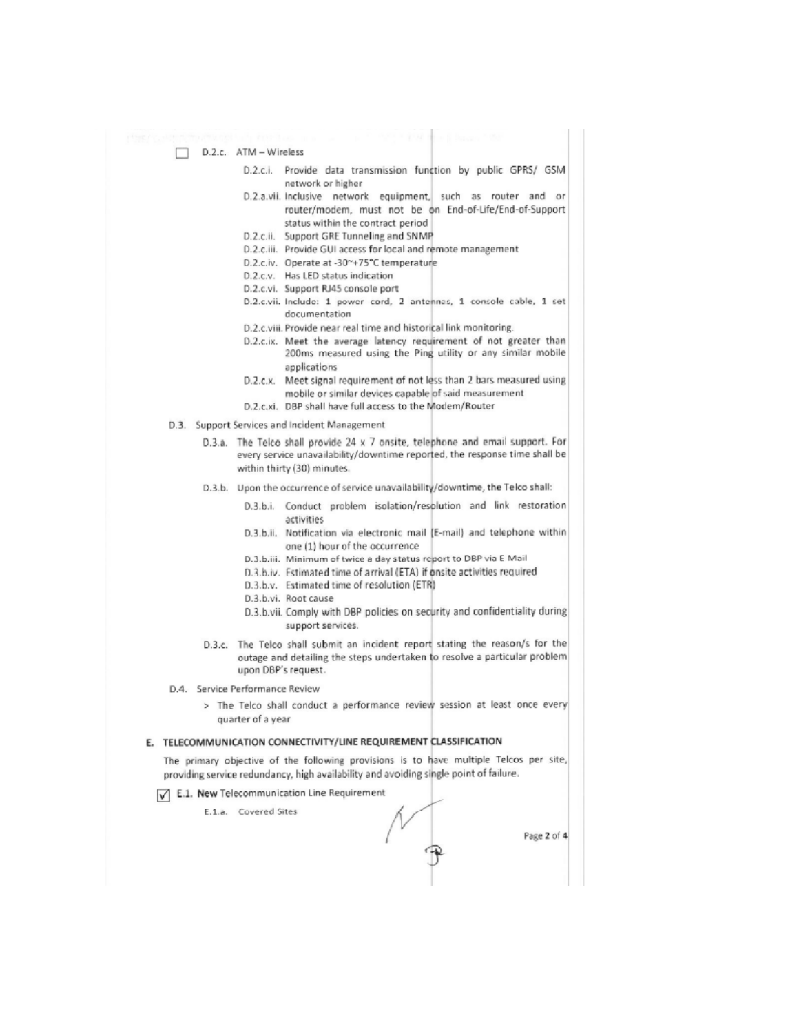- [ ] D.2.c. ATM – Wireless

    - D.2.c.i. Provide data transmission function by public GPRS/ GSM network or higher
    - D.2.a.vii. Inclusive network equipment, such as router and or router/modem, must not be on End-of-Life/End-of-Support status within the contract period
    - D.2.c.ii. Support GRE Tunneling and SNMP
    - D.2.c.iii. Provide GUI access for local and remote management
    - D.2.c.iv. Operate at -30~+75°C temperature
    - D.2.c.v. Has LED status indication
    - D.2.c.vi. Support RJ45 console port
    - D.2.c.vii. Include: 1 power cord, 2 antennas, 1 console cable, 1 set documentation
    - D.2.c.viii. Provide near real time and historical link monitoring.
    - D.2.c.ix. Meet the average latency requirement of not greater than 200ms measured using the Ping utility or any similar mobile applications
    - D.2.c.x. Meet signal requirement of not less than 2 bars measured using mobile or similar devices capable of said measurement
    - D.2.c.xi. DBP shall have full access to the Modem/Router

D.3. Support Services and Incident Management

- D.3.a. The Telco shall provide 24 x 7 onsite, telephone and email support. For every service unavailability/downtime reported, the response time shall be within thirty (30) minutes.
- D.3.b. Upon the occurrence of service unavailability/downtime, the Telco shall:
    - D.3.b.i. Conduct problem isolation/resolution and link restoration activities
    - D.3.b.ii. Notification via electronic mail (E-mail) and telephone within one (1) hour of the occurrence
    - D.3.b.iii. Minimum of twice a day status report to DBP via E Mail
    - D.3.b.iv. Estimated time of arrival (ETA) if onsite activities required
    - D.3.b.v. Estimated time of resolution (ETR)
    - D.3.b.vi. Root cause
    - D.3.b.vii. Comply with DBP policies on security and confidentiality during support services.
- D.3.c. The Telco shall submit an incident report stating the reason/s for the outage and detailing the steps undertaken to resolve a particular problem upon DBP's request.

D.4. Service Performance Review

> The Telco shall conduct a performance review session at least once every quarter of a year

## E. TELECOMMUNICATION CONNECTIVITY/LINE REQUIREMENT CLASSIFICATION

The primary objective of the following provisions is to have multiple Telcos per site, providing service redundancy, high availability and avoiding single point of failure.

- [x] E.1. **New** Telecommunication Line Requirement

    E.1.a. Covered Sites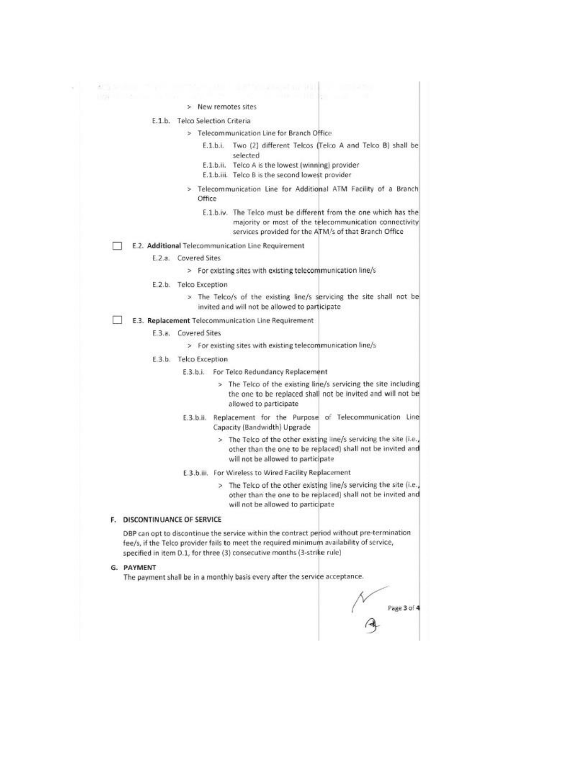> New remotes sites

E.1.b. Telco Selection Criteria

> Telecommunication Line for Branch Office

E.1.b.i. Two (2) different Telcos (Telco A and Telco B) shall be selected

E.1.b.ii. Telco A is the lowest (winning) provider

E.1.b.iii. Telco B is the second lowest provider

> Telecommunication Line for Additional ATM Facility of a Branch Office

E.1.b.iv. The Telco must be different from the one which has the majority or most of the telecommunication connectivity services provided for the ATM/s of that Branch Office

☐ E.2. **Additional** Telecommunication Line Requirement

E.2.a. Covered Sites

> For existing sites with existing telecommunication line/s

E.2.b. Telco Exception

> The Telco/s of the existing line/s servicing the site shall not be invited and will not be allowed to participate

☐ E.3. **Replacement** Telecommunication Line Requirement

E.3.a. Covered Sites

> For existing sites with existing telecommunication line/s

E.3.b. Telco Exception

E.3.b.i. For Telco Redundancy Replacement

> The Telco of the existing line/s servicing the site including the one to be replaced shall not be invited and will not be allowed to participate

E.3.b.ii. Replacement for the Purpose of Telecommunication Line Capacity (Bandwidth) Upgrade

> The Telco of the other existing line/s servicing the site (i.e., other than the one to be replaced) shall not be invited and will not be allowed to participate

E.3.b.iii. For Wireless to Wired Facility Replacement

> The Telco of the other existing line/s servicing the site (i.e., other than the one to be replaced) shall not be invited and will not be allowed to participate

## F. DISCONTINUANCE OF SERVICE

DBP can opt to discontinue the service within the contract period without pre-termination fee/s, if the Telco provider fails to meet the required minimum availability of service, specified in item D.1, for three (3) consecutive months (3-strike rule)

## G. PAYMENT

The payment shall be in a monthly basis every after the service acceptance.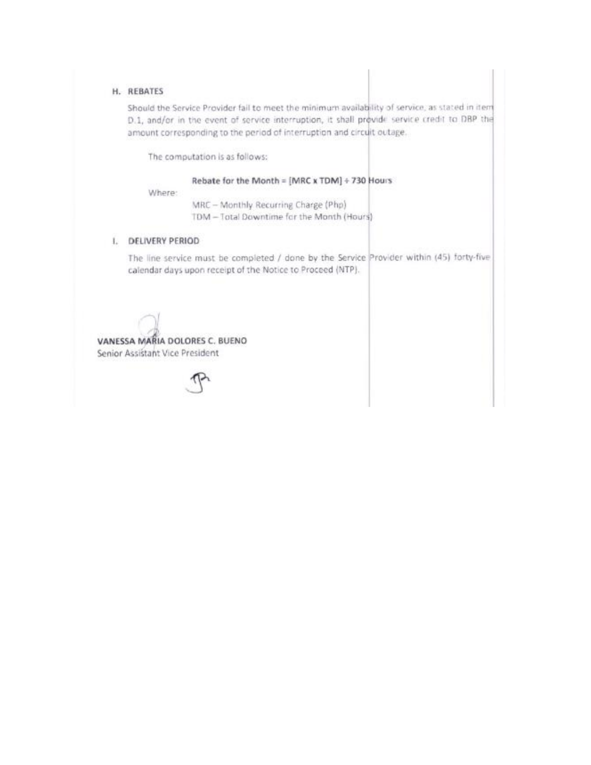### H. REBATES

Should the Service Provider fail to meet the minimum availability of service, as stated in item D.1, and/or in the event of service interruption, it shall provide service credit to DBP the amount corresponding to the period of interruption and circuit outage.

The computation is as follows:

**Rebate for the Month = [MRC x TDM] ÷ 730 Hours**

Where:

MRC – Monthly Recurring Charge (Php)
TDM – Total Downtime for the Month (Hours)

### I. DELIVERY PERIOD

The line service must be completed / done by the Service Provider within (45) forty-five calendar days upon receipt of the Notice to Proceed (NTP).

**VANESSA MARIA DOLORES C. BUENO**
Senior Assistant Vice President